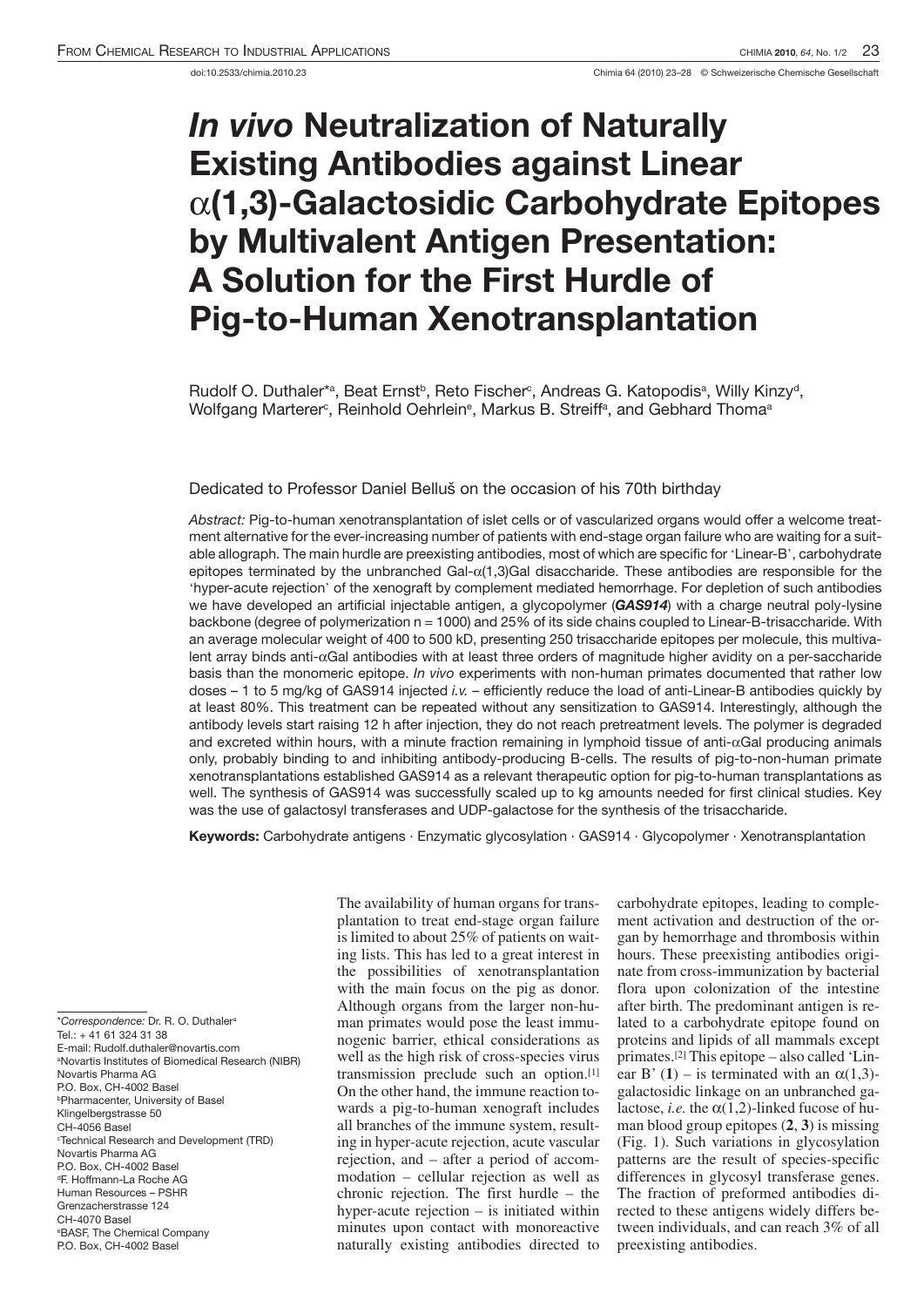doi:10.2533/chimia.2010.23

# *In vivo* Neutralization of Naturally Existing Antibodies against Linear α(1,3)-Galactosidic Carbohydrate Epitopes by Multivalent Antigen Presentation: A Solution for the First Hurdle of Pig-to-Human Xenotransplantation

Rudolf O. Duthaler*[a], Beat Ernst[b], Reto Fischer[c], Andreas G. Katopodis[a], Willy Kinzy[d], Wolfgang Marterer[c], Reinhold Oehrlein[e], Markus B. Streiff[a], and Gebhard Thoma[a]

Dedicated to Professor Daniel Belluš on the occasion of his 70th birthday

*Abstract:* Pig-to-human xenotransplantation of islet cells or of vascularized organs would offer a welcome treatment alternative for the ever-increasing number of patients with end-stage organ failure who are waiting for a suitable allograph. The main hurdle are preexisting antibodies, most of which are specific for 'Linear-B', carbohydrate epitopes terminated by the unbranched Gal-α(1,3)Gal disaccharide. These antibodies are responsible for the 'hyper-acute rejection' of the xenograft by complement mediated hemorrhage. For depletion of such antibodies we have developed an artificial injectable antigen, a glycopolymer (***GAS914***) with a charge neutral poly-lysine backbone (degree of polymerization n = 1000) and 25% of its side chains coupled to Linear-B-trisaccharide. With an average molecular weight of 400 to 500 kD, presenting 250 trisaccharide epitopes per molecule, this multivalent array binds anti-αGal antibodies with at least three orders of magnitude higher avidity on a per-saccharide basis than the monomeric epitope. *In vivo* experiments with non-human primates documented that rather low doses – 1 to 5 mg/kg of GAS914 injected *i.v.* – efficiently reduce the load of anti-Linear-B antibodies quickly by at least 80%. This treatment can be repeated without any sensitization to GAS914. Interestingly, although the antibody levels start raising 12 h after injection, they do not reach pretreatment levels. The polymer is degraded and excreted within hours, with a minute fraction remaining in lymphoid tissue of anti-αGal producing animals only, probably binding to and inhibiting antibody-producing B-cells. The results of pig-to-non-human primate xenotransplantations established GAS914 as a relevant therapeutic option for pig-to-human transplantations as well. The synthesis of GAS914 was successfully scaled up to kg amounts needed for first clinical studies. Key was the use of galactosyl transferases and UDP-galactose for the synthesis of the trisaccharide.

**Keywords:** Carbohydrate antigens · Enzymatic glycosylation · GAS914 · Glycopolymer · Xenotransplantation

The availability of human organs for transplantation to treat end-stage organ failure is limited to about 25% of patients on waiting lists. This has led to a great interest in the possibilities of xenotransplantation with the main focus on the pig as donor. Although organs from the larger non-human primates would pose the least immunogenic barrier, ethical considerations as well as the high risk of cross-species virus transmission preclude such an option.[1] On the other hand, the immune reaction towards a pig-to-human xenograft includes all branches of the immune system, resulting in hyper-acute rejection, acute vascular rejection, and – after a period of accommodation – cellular rejection as well as chronic rejection. The first hurdle – the hyper-acute rejection – is initiated within minutes upon contact with monoreactive naturally existing antibodies directed to carbohydrate epitopes, leading to complement activation and destruction of the organ by hemorrhage and thrombosis within hours. These preexisting antibodies originate from cross-immunization by bacterial flora upon colonization of the intestine after birth. The predominant antigen is related to a carbohydrate epitope found on proteins and lipids of all mammals except primates.[2] This epitope – also called 'Linear B' (**1**) – is terminated with an α(1,3)-galactosidic linkage on an unbranched galactose, *i.e.* the α(1,2)-linked fucose of human blood group epitopes (**2**, **3**) is missing (Fig. 1). Such variations in glycosylation patterns are the result of species-specific differences in glycosyl transferase genes. The fraction of preformed antibodies directed to these antigens widely differs between individuals, and can reach 3% of all preexisting antibodies.

*Correspondence: Dr. R. O. Duthaler[a]
Tel.: + 41 61 324 31 38
E-mail: Rudolf.duthaler@novartis.com
[a]Novartis Institutes of Biomedical Research (NIBR)
Novartis Pharma AG
P.O. Box, CH-4002 Basel
[b]Pharmacenter, University of Basel
Klingelbergstrasse 50
CH-4056 Basel
[c]Technical Research and Development (TRD)
Novartis Pharma AG
P.O. Box, CH-4002 Basel
[d]F. Hoffmann-La Roche AG
Human Resources – PSHR
Grenzacherstrasse 124
CH-4070 Basel
[e]BASF, The Chemical Company
P.O. Box, CH-4002 Basel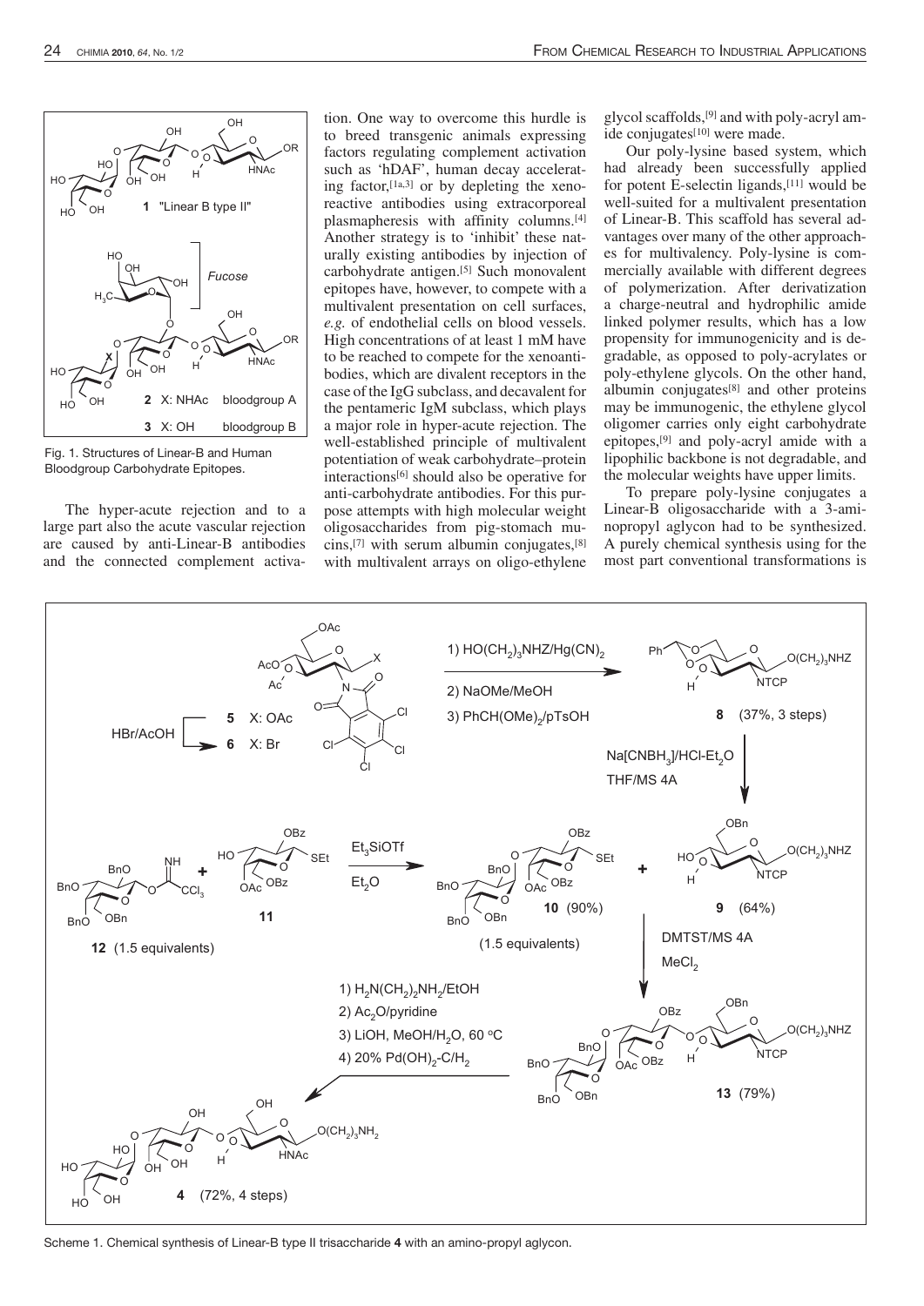Fig. 1. Structures of Linear-B and Human Bloodgroup Carbohydrate Epitopes.

The hyper-acute rejection and to a large part also the acute vascular rejection are caused by anti-Linear-B antibodies and the connected complement activation. One way to overcome this hurdle is to breed transgenic animals expressing factors regulating complement activation such as 'hDAF', human decay accelerating factor,[1a,3] or by depleting the xenoreactive antibodies using extracorporeal plasmapheresis with affinity columns.[4] Another strategy is to 'inhibit' these naturally existing antibodies by injection of carbohydrate antigen.[5] Such monovalent epitopes have, however, to compete with a multivalent presentation on cell surfaces, *e.g.* of endothelial cells on blood vessels. High concentrations of at least 1 mM have to be reached to compete for the xenoantibodies, which are divalent receptors in the case of the IgG subclass, and decavalent for the pentameric IgM subclass, which plays a major role in hyper-acute rejection. The well-established principle of multivalent potentiation of weak carbohydrate–protein interactions[6] should also be operative for anti-carbohydrate antibodies. For this purpose attempts with high molecular weight oligosaccharides from pig-stomach mucins,[7] with serum albumin conjugates,[8] with multivalent arrays on oligo-ethylene glycol scaffolds,[9] and with poly-acryl amide conjugates[10] were made.

Our poly-lysine based system, which had already been successfully applied for potent E-selectin ligands,[11] would be well-suited for a multivalent presentation of Linear-B. This scaffold has several advantages over many of the other approaches for multivalency. Poly-lysine is commercially available with different degrees of polymerization. After derivatization a charge-neutral and hydrophilic amide linked polymer results, which has a low propensity for immunogenicity and is degradable, as opposed to poly-acrylates or poly-ethylene glycols. On the other hand, albumin conjugates[8] and other proteins may be immunogenic, the ethylene glycol oligomer carries only eight carbohydrate epitopes,[9] and poly-acryl amide with a lipophilic backbone is not degradable, and the molecular weights have upper limits.

To prepare poly-lysine conjugates a Linear-B oligosaccharide with a 3-aminopropyl aglycon had to be synthesized. A purely chemical synthesis using for the most part conventional transformations is

Scheme 1. Chemical synthesis of Linear-B type II trisaccharide **4** with an amino-propyl aglycon.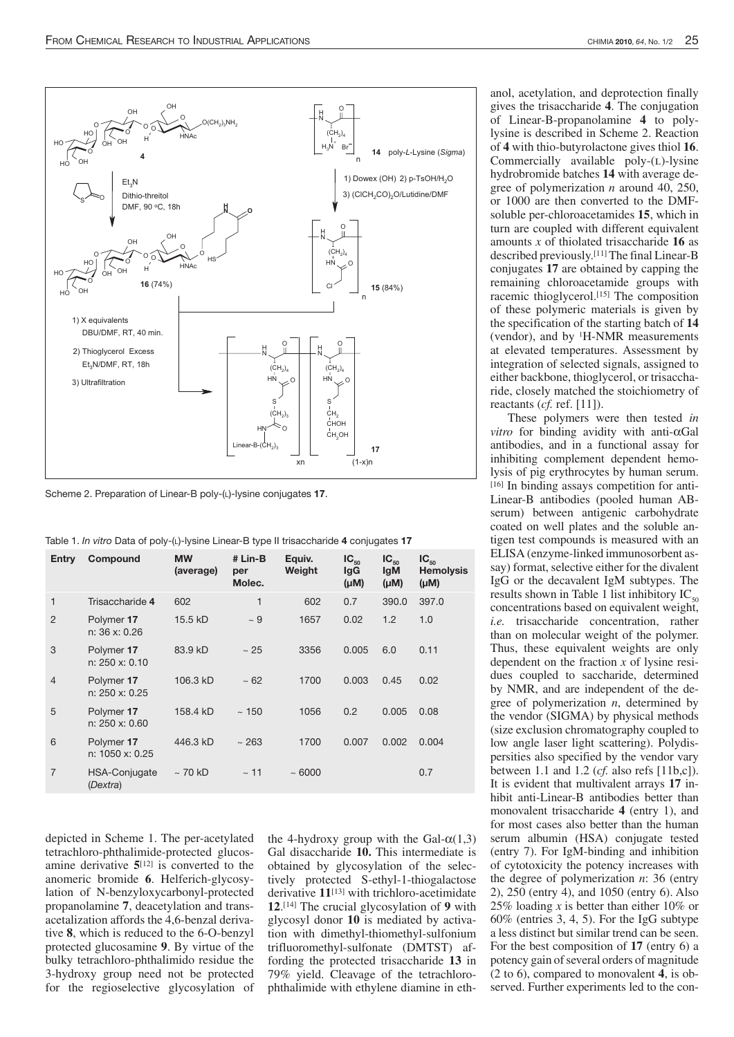Scheme 2. Preparation of Linear-B poly-(L)-lysine conjugates **17**.

Table 1. *In vitro* Data of poly-(L)-lysine Linear-B type II trisaccharide **4** conjugates **17**

| Entry | Compound | MW (average) | # Lin-B per Molec. | Equiv. Weight | $IC_{50}$ IgG (µM) | $IC_{50}$ IgM (µM) | $IC_{50}$ Hemolysis (µM) |
|---|---|---|---|---|---|---|---|
| 1 | Trisaccharide **4** | 602 | 1 | 602 | 0.7 | 390.0 | 397.0 |
| 2 | Polymer **17** n: 36 x: 0.26 | 15.5 kD | ~ 9 | 1657 | 0.02 | 1.2 | 1.0 |
| 3 | Polymer **17** n: 250 x: 0.10 | 83.9 kD | ~ 25 | 3356 | 0.005 | 6.0 | 0.11 |
| 4 | Polymer **17** n: 250 x: 0.25 | 106.3 kD | ~ 62 | 1700 | 0.003 | 0.45 | 0.02 |
| 5 | Polymer **17** n: 250 x: 0.60 | 158.4 kD | ~ 150 | 1056 | 0.2 | 0.005 | 0.08 |
| 6 | Polymer **17** n: 1050 x: 0.25 | 446.3 kD | ~ 263 | 1700 | 0.007 | 0.002 | 0.004 |
| 7 | HSA-Conjugate (*Dextra*) | ~ 70 kD | ~ 11 | ~ 6000 | | | 0.7 |

depicted in Scheme 1. The per-acetylated tetrachloro-phthalimide-protected glucosamine derivative **5**[12] is converted to the anomeric bromide **6**. Helferich-glycosylation of N-benzyloxycarbonyl-protected propanolamine **7**, deacetylation and transacetalization affords the 4,6-benzal derivative **8**, which is reduced to the 6-O-benzyl protected glucosamine **9**. By virtue of the bulky tetrachloro-phthalimido residue the 3-hydroxy group need not be protected for the regioselective glycosylation of the 4-hydroxy group with the Gal-α(1,3) Gal disaccharide **10.** This intermediate is obtained by glycosylation of the selectively protected S-ethyl-1-thiogalactose derivative **11**[13] with trichloro-acetimidate **12**.[14] The crucial glycosylation of **9** with glycosyl donor **10** is mediated by activation with dimethyl-thiomethyl-sulfonium trifluoromethyl-sulfonate (DMTST) affording the protected trisaccharide **13** in 79% yield. Cleavage of the tetrachlorophthalimide with ethylene diamine in ethanol, acetylation, and deprotection finally gives the trisaccharide **4**. The conjugation of Linear-B-propanolamine **4** to polylysine is described in Scheme 2. Reaction of **4** with thio-butyrolactone gives thiol **16**. Commercially available poly-(L)-lysine hydrobromide batches **14** with average degree of polymerization *n* around 40, 250, or 1000 are then converted to the DMF-soluble per-chloroacetamides **15**, which in turn are coupled with different equivalent amounts *x* of thiolated trisaccharide **16** as described previously.[11] The final Linear-B conjugates **17** are obtained by capping the remaining chloroacetamide groups with racemic thioglycerol.[15] The composition of these polymeric materials is given by the specification of the starting batch of **14** (vendor), and by $^1$H-NMR measurements at elevated temperatures. Assessment by integration of selected signals, assigned to either backbone, thioglycerol, or trisaccharide, closely matched the stoichiometry of reactants (*cf.* ref. [11]).

These polymers were then tested *in vitro* for binding avidity with anti-αGal antibodies, and in a functional assay for inhibiting complement dependent hemolysis of pig erythrocytes by human serum.[16] In binding assays competition for anti-Linear-B antibodies (pooled human AB-serum) between antigenic carbohydrate coated on well plates and the soluble antigen test compounds is measured with an ELISA (enzyme-linked immunosorbent assay) format, selective either for the divalent IgG or the decavalent IgM subtypes. The results shown in Table 1 list inhibitory $IC_{50}$ concentrations based on equivalent weight, *i.e.* trisaccharide concentration, rather than on molecular weight of the polymer. Thus, these equivalent weights are only dependent on the fraction *x* of lysine residues coupled to saccharide, determined by NMR, and are independent of the degree of polymerization *n*, determined by the vendor (SIGMA) by physical methods (size exclusion chromatography coupled to low angle laser light scattering). Polydispersities also specified by the vendor vary between 1.1 and 1.2 (*cf.* also refs [11b,c]). It is evident that multivalent arrays **17** inhibit anti-Linear-B antibodies better than monovalent trisaccharide **4** (entry 1), and for most cases also better than the human serum albumin (HSA) conjugate tested (entry 7). For IgM-binding and inhibition of cytotoxicity the potency increases with the degree of polymerization *n*: 36 (entry 2), 250 (entry 4), and 1050 (entry 6). Also 25% loading *x* is better than either 10% or 60% (entries 3, 4, 5). For the IgG subtype a less distinct but similar trend can be seen. For the best composition of **17** (entry 6) a potency gain of several orders of magnitude (2 to 6), compared to monovalent **4**, is observed. Further experiments led to the con-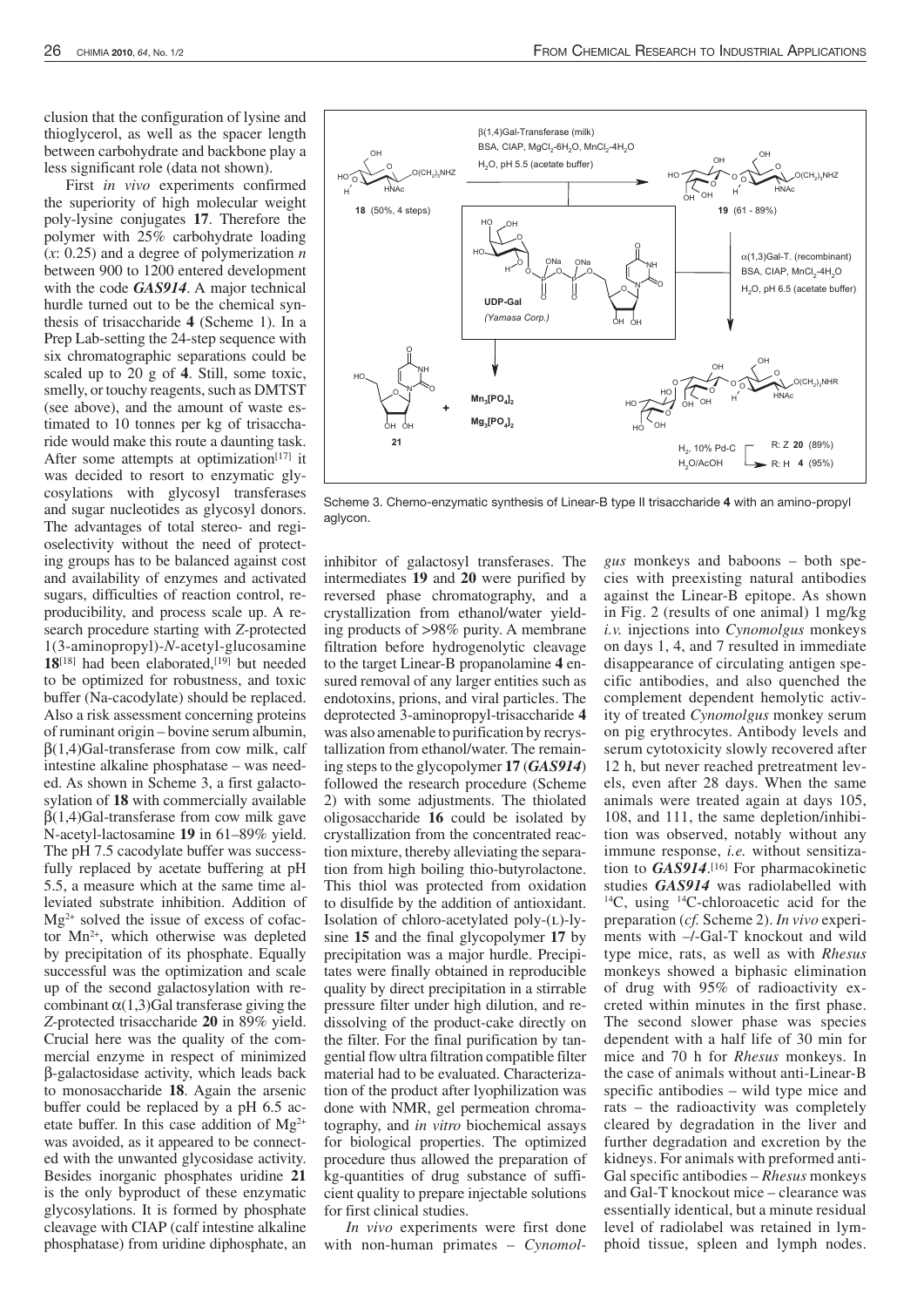clusion that the configuration of lysine and thioglycerol, as well as the spacer length between carbohydrate and backbone play a less significant role (data not shown).

First *in vivo* experiments confirmed the superiority of high molecular weight poly-lysine conjugates **17**. Therefore the polymer with 25% carbohydrate loading ($x$: 0.25) and a degree of polymerization $n$ between 900 to 1200 entered development with the code ***GAS914***. A major technical hurdle turned out to be the chemical synthesis of trisaccharide **4** (Scheme 1). In a Prep Lab-setting the 24-step sequence with six chromatographic separations could be scaled up to 20 g of **4**. Still, some toxic, smelly, or touchy reagents, such as DMTST (see above), and the amount of waste estimated to 10 tonnes per kg of trisaccharide would make this route a daunting task. After some attempts at optimization[17] it was decided to resort to enzymatic glycosylations with glycosyl transferases and sugar nucleotides as glycosyl donors. The advantages of total stereo- and regioselectivity without the need of protecting groups has to be balanced against cost and availability of enzymes and activated sugars, difficulties of reaction control, reproducibility, and process scale up. A research procedure starting with *Z*-protected 1(3-aminopropyl)-*N*-acetyl-glucosamine **18**[18] had been elaborated,[19] but needed to be optimized for robustness, and toxic buffer (Na-cacodylate) should be replaced. Also a risk assessment concerning proteins of ruminant origin – bovine serum albumin, β(1,4)Gal-transferase from cow milk, calf intestine alkaline phosphatase – was needed. As shown in Scheme 3, a first galactosylation of **18** with commercially available β(1,4)Gal-transferase from cow milk gave N-acetyl-lactosamine **19** in 61–89% yield. The pH 7.5 cacodylate buffer was successfully replaced by acetate buffering at pH 5.5, a measure which at the same time alleviated substrate inhibition. Addition of $Mg^{2+}$ solved the issue of excess of cofactor $Mn^{2+}$, which otherwise was depleted by precipitation of its phosphate. Equally successful was the optimization and scale up of the second galactosylation with recombinant α(1,3)Gal transferase giving the *Z*-protected trisaccharide **20** in 89% yield. Crucial here was the quality of the commercial enzyme in respect of minimized β-galactosidase activity, which leads back to monosaccharide **18**. Again the arsenic buffer could be replaced by a pH 6.5 acetate buffer. In this case addition of $Mg^{2+}$ was avoided, as it appeared to be connected with the unwanted glycosidase activity. Besides inorganic phosphates uridine **21** is the only byproduct of these enzymatic glycosylations. It is formed by phosphate cleavage with CIAP (calf intestine alkaline phosphatase) from uridine diphosphate, an inhibitor of galactosyl transferases. The intermediates **19** and **20** were purified by reversed phase chromatography, and a crystallization from ethanol/water yielding products of >98% purity. A membrane filtration before hydrogenolytic cleavage to the target Linear-B propanolamine **4** ensured removal of any larger entities such as endotoxins, prions, and viral particles. The deprotected 3-aminopropyl-trisaccharide **4** was also amenable to purification by recrystallization from ethanol/water. The remaining steps to the glycopolymer **17** (***GAS914***) followed the research procedure (Scheme 2) with some adjustments. The thiolated oligosaccharide **16** could be isolated by crystallization from the concentrated reaction mixture, thereby alleviating the separation from high boiling thio-butyrolactone. This thiol was protected from oxidation to disulfide by the addition of antioxidant. Isolation of chloro-acetylated poly-(L)-lysine **15** and the final glycopolymer **17** by precipitation was a major hurdle. Precipitates were finally obtained in reproducible quality by direct precipitation in a stirrable pressure filter under high dilution, and redissolving of the product-cake directly on the filter. For the final purification by tangential flow ultra filtration compatible filter material had to be evaluated. Characterization of the product after lyophilization was done with NMR, gel permeation chromatography, and *in vitro* biochemical assays for biological properties. The optimized procedure thus allowed the preparation of kg-quantities of drug substance of sufficient quality to prepare injectable solutions for first clinical studies.

*In vivo* experiments were first done with non-human primates – *Cynomolgus* monkeys and baboons – both species with preexisting natural antibodies against the Linear-B epitope. As shown in Fig. 2 (results of one animal) 1 mg/kg *i.v.* injections into *Cynomolgus* monkeys on days 1, 4, and 7 resulted in immediate disappearance of circulating antigen specific antibodies, and also quenched the complement dependent hemolytic activity of treated *Cynomolgus* monkey serum on pig erythrocytes. Antibody levels and serum cytotoxicity slowly recovered after 12 h, but never reached pretreatment levels, even after 28 days. When the same animals were treated again at days 105, 108, and 111, the same depletion/inhibition was observed, notably without any immune response, *i.e.* without sensitization to ***GAS914***.[16] For pharmacokinetic studies ***GAS914*** was radiolabelled with $^{14}C$, using $^{14}C$-chloroacetic acid for the preparation (*cf.* Scheme 2). *In vivo* experiments with –/-Gal-T knockout and wild type mice, rats, as well as with *Rhesus* monkeys showed a biphasic elimination of drug with 95% of radioactivity excreted within minutes in the first phase. The second slower phase was species dependent with a half life of 30 min for mice and 70 h for *Rhesus* monkeys. In the case of animals without anti-Linear-B specific antibodies – wild type mice and rats – the radioactivity was completely cleared by degradation in the liver and further degradation and excretion by the kidneys. For animals with preformed anti-Gal specific antibodies – *Rhesus* monkeys and Gal-T knockout mice – clearance was essentially identical, but a minute residual level of radiolabel was retained in lymphoid tissue, spleen and lymph nodes.

Scheme 3. Chemo-enzymatic synthesis of Linear-B type II trisaccharide **4** with an amino-propyl aglycon.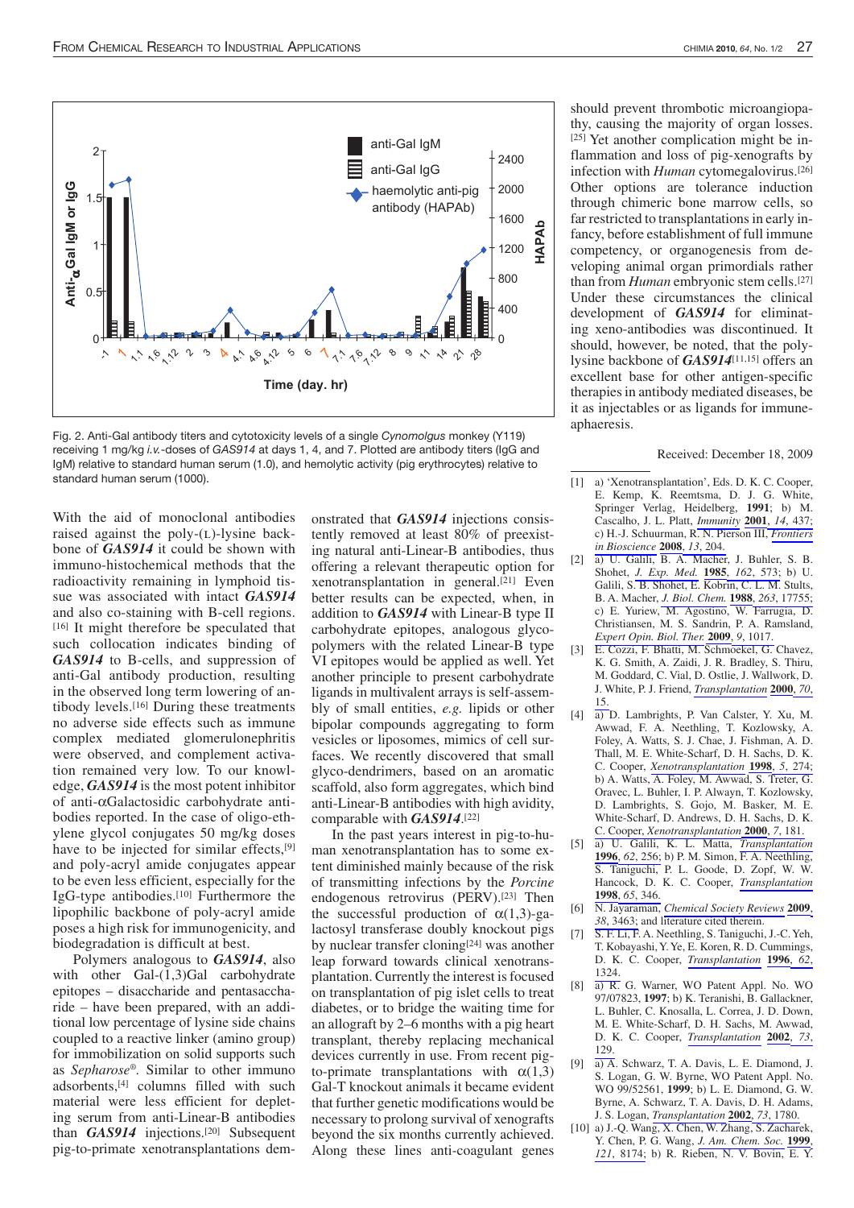Fig. 2. Anti-Gal antibody titers and cytotoxicity levels of a single *Cynomolgus* monkey (Y119) receiving 1 mg/kg *i.v.*-doses of *GAS914* at days 1, 4, and 7. Plotted are antibody titers (IgG and IgM) relative to standard human serum (1.0), and hemolytic activity (pig erythrocytes) relative to standard human serum (1000).

With the aid of monoclonal antibodies raised against the poly-(L)-lysine backbone of ***GAS914*** it could be shown with immuno-histochemical methods that the radioactivity remaining in lymphoid tissue was associated with intact ***GAS914*** and also co-staining with B-cell regions.[16] It might therefore be speculated that such collocation indicates binding of ***GAS914*** to B-cells, and suppression of anti-Gal antibody production, resulting in the observed long term lowering of antibody levels.[16] During these treatments no adverse side effects such as immune complex mediated glomerulonephritis were observed, and complement activation remained very low. To our knowledge, ***GAS914*** is the most potent inhibitor of anti-αGalactosidic carbohydrate antibodies reported. In the case of oligo-ethylene glycol conjugates 50 mg/kg doses have to be injected for similar effects,[9] and poly-acryl amide conjugates appear to be even less efficient, especially for the IgG-type antibodies.[10] Furthermore the lipophilic backbone of poly-acryl amide poses a high risk for immunogenicity, and biodegradation is difficult at best.

Polymers analogous to ***GAS914***, also with other Gal-(1,3)Gal carbohydrate epitopes – disaccharide and pentasaccharide – have been prepared, with an additional low percentage of lysine side chains coupled to a reactive linker (amino group) for immobilization on solid supports such as *Sepharose*®. Similar to other immuno adsorbents,[4] columns filled with such material were less efficient for depleting serum from anti-Linear-B antibodies than ***GAS914*** injections.[20] Subsequent pig-to-primate xenotransplantations demonstrated that ***GAS914*** injections consistently removed at least 80% of preexisting natural anti-Linear-B antibodies, thus offering a relevant therapeutic option for xenotransplantation in general.[21] Even better results can be expected, when, in addition to ***GAS914*** with Linear-B type II carbohydrate epitopes, analogous glycopolymers with the related Linear-B type VI epitopes would be applied as well. Yet another principle to present carbohydrate ligands in multivalent arrays is self-assembly of small entities, *e.g.* lipids or other bipolar compounds aggregating to form vesicles or liposomes, mimics of cell surfaces. We recently discovered that small glyco-dendrimers, based on an aromatic scaffold, also form aggregates, which bind anti-Linear-B antibodies with high avidity, comparable with ***GAS914***.[22]

In the past years interest in pig-to-human xenotransplantation has to some extent diminished mainly because of the risk of transmitting infections by the *Porcine* endogenous retrovirus (PERV).[23] Then the successful production of α(1,3)-galactosyl transferase doubly knockout pigs by nuclear transfer cloning[24] was another leap forward towards clinical xenotransplantation. Currently the interest is focused on transplantation of pig islet cells to treat diabetes, or to bridge the waiting time for an allograft by 2–6 months with a pig heart transplant, thereby replacing mechanical devices currently in use. From recent pig-to-primate transplantations with α(1,3) Gal-T knockout animals it became evident that further genetic modifications would be necessary to prolong survival of xenografts beyond the six months currently achieved. Along these lines anti-coagulant genes should prevent thrombotic microangiopathy, causing the majority of organ losses.[25] Yet another complication might be inflammation and loss of pig-xenografts by infection with *Human* cytomegalovirus.[26] Other options are tolerance induction through chimeric bone marrow cells, so far restricted to transplantations in early infancy, before establishment of full immune competency, or organogenesis from developing animal organ primordials rather than from *Human* embryonic stem cells.[27] Under these circumstances the clinical development of ***GAS914*** for eliminating xeno-antibodies was discontinued. It should, however, be noted, that the polylysine backbone of ***GAS914***[11,15] offers an excellent base for other antigen-specific therapies in antibody mediated diseases, be it as injectables or as ligands for immuneaphaeresis.

Received: December 18, 2009

[1] a) 'Xenotransplantation', Eds. D. K. C. Cooper, E. Kemp, K. Reemtsma, D. J. G. White, Springer Verlag, Heidelberg, **1991**; b) M. Cascalho, J. L. Platt, *Immunity* **2001**, *14*, 437; c) H.-J. Schuurman, R. N. Pierson III, *Frontiers in Bioscience* **2008**, *13*, 204.

[2] a) U. Galili, B. A. Macher, J. Buhler, S. B. Shohet, *J. Exp. Med.* **1985**, *162*, 573; b) U. Galili, S. B. Shohet, E. Kobrin, C. L. M. Stults, B. A. Macher, *J. Biol. Chem.* **1988**, *263*, 17755; c) E. Yuriev, M. Agostino, W. Farrugia, D. Christiansen, M. S. Sandrin, P. A. Ramsland, *Expert Opin. Biol. Ther.* **2009**, *9*, 1017.

[3] E. Cozzi, F. Bhatti, M. Schmoekel, G. Chavez, K. G. Smith, A. Zaidi, J. R. Bradley, S. Thiru, M. Goddard, C. Vial, D. Ostlie, J. Wallwork, D. J. White, P. J. Friend, *Transplantation* **2000**, *70*, 15.

[4] a) D. Lambrights, P. Van Calster, Y. Xu, M. Awwad, F. A. Neethling, T. Kozlowsky, A. Foley, A. Watts, S. J. Chae, J. Fishman, A. D. Thall, M. E. White-Scharf, D. H. Sachs, D. K. C. Cooper, *Xenotransplantation* **1998**, *5*, 274; b) A. Watts, A. Foley, M. Awwad, S. Treter, G. Oravec, L. Buhler, I. P. Alwayn, T. Kozlowsky, D. Lambrights, S. Gojo, M. Basker, M. E. White-Scharf, D. Andrews, D. H. Sachs, D. K. C. Cooper, *Xenotransplantation* **2000**, *7*, 181.

[5] a) U. Galili, K. L. Matta, *Transplantation* **1996**, *62*, 256; b) P. M. Simon, F. A. Neethling, S. Taniguchi, P. L. Goode, D. Zopf, W. W. Hancock, D. K. C. Cooper, *Transplantation* **1998**, *65*, 346.

[6] N. Jayaraman, *Chemical Society Reviews* **2009**, *38*, 3463; and literature cited therein.

[7] S. F. Li, F. A. Neethling, S. Taniguchi, J.-C. Yeh, T. Kobayashi, Y. Ye, E. Koren, R. D. Cummings, D. K. C. Cooper, *Transplantation* **1996**, *62*, 1324.

[8] a) R. G. Warner, WO Patent Appl. No. WO 97/07823, **1997**; b) K. Teranishi, B. Gallackner, L. Buhler, C. Knosalla, L. Correa, J. D. Down, M. E. White-Scharf, D. H. Sachs, M. Awwad, D. K. C. Cooper, *Transplantation* **2002**, *73*, 129.

[9] a) A. Schwarz, T. A. Davis, L. E. Diamond, J. S. Logan, G. W. Byrne, WO Patent Appl. No. WO 99/52561, **1999**; b) L. E. Diamond, G. W. Byrne, A. Schwarz, T. A. Davis, D. H. Adams, J. S. Logan, *Transplantation* **2002**, *73*, 1780.

[10] a) J.-Q. Wang, X. Chen, W. Zhang, S. Zacharek, Y. Chen, P. G. Wang, *J. Am. Chem. Soc.* **1999**, *121*, 8174; b) R. Rieben, N. V. Bovin, E. Y.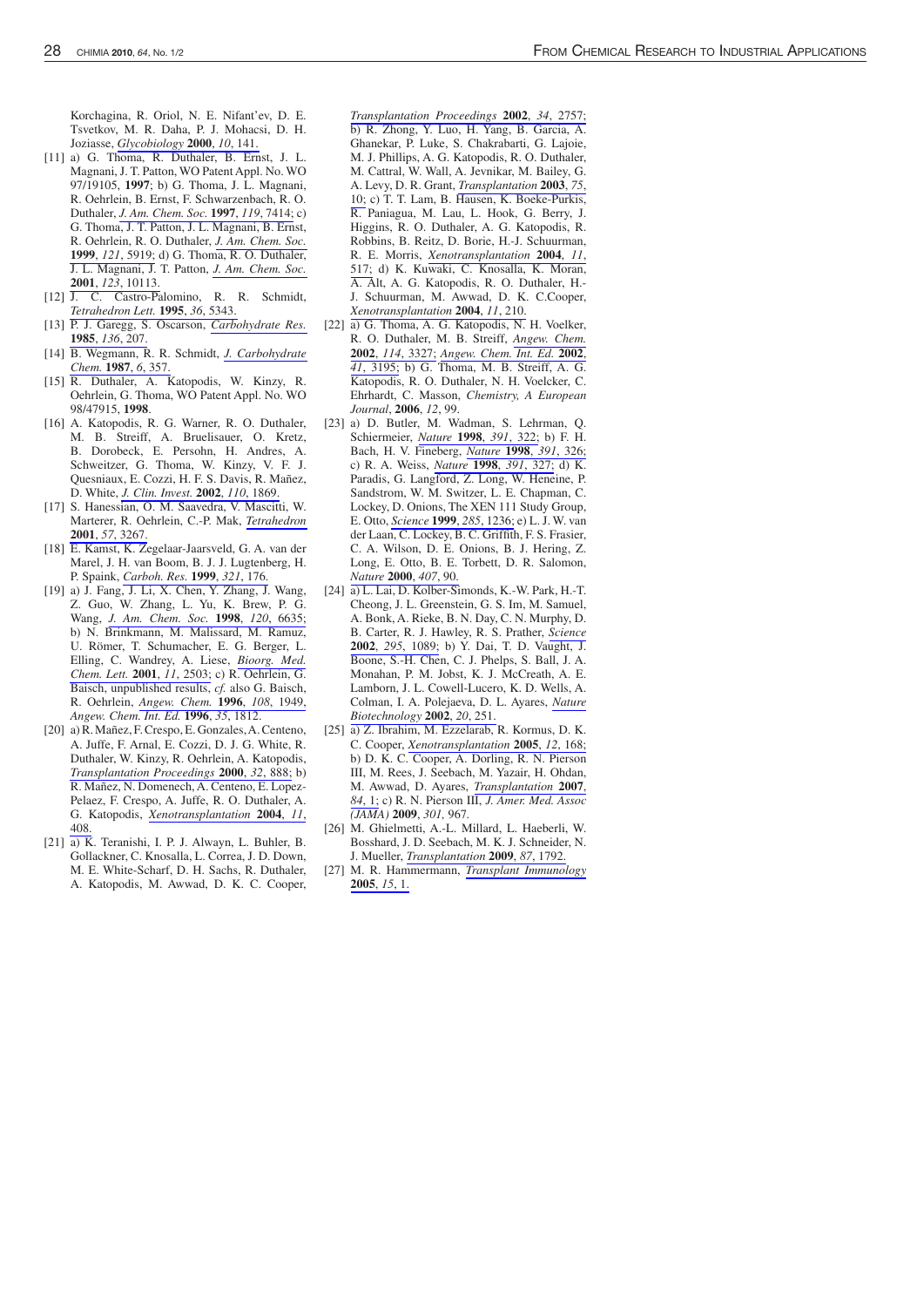Korchagina, R. Oriol, N. E. Nifant'ev, D. E. Tsvetkov, M. R. Daha, P. J. Mohacsi, D. H. Joziasse, *Glycobiology* **2000**, *10*, 141.

[11] a) G. Thoma, R. Duthaler, B. Ernst, J. L. Magnani, J. T. Patton, WO Patent Appl. No. WO 97/19105, **1997**; b) G. Thoma, J. L. Magnani, R. Oehrlein, B. Ernst, F. Schwarzenbach, R. O. Duthaler, *J. Am. Chem. Soc.* **1997**, *119*, 7414; c) G. Thoma, J. T. Patton, J. L. Magnani, B. Ernst, R. Oehrlein, R. O. Duthaler, *J. Am. Chem. Soc.* **1999**, *121*, 5919; d) G. Thoma, R. O. Duthaler, J. L. Magnani, J. T. Patton, *J. Am. Chem. Soc.* **2001**, *123*, 10113.

[12] J. C. Castro-Palomino, R. R. Schmidt, *Tetrahedron Lett.* **1995**, *36*, 5343.

[13] P. J. Garegg, S. Oscarson, *Carbohydrate Res.* **1985**, *136*, 207.

[14] B. Wegmann, R. R. Schmidt, *J. Carbohydrate Chem.* **1987**, *6*, 357.

[15] R. Duthaler, A. Katopodis, W. Kinzy, R. Oehrlein, G. Thoma, WO Patent Appl. No. WO 98/47915, **1998**.

[16] A. Katopodis, R. G. Warner, R. O. Duthaler, M. B. Streiff, A. Bruelisauer, O. Kretz, B. Dorobeck, E. Persohn, H. Andres, A. Schweitzer, G. Thoma, W. Kinzy, V. F. J. Quesniaux, E. Cozzi, H. F. S. Davis, R. Mañez, D. White, *J. Clin. Invest.* **2002**, *110*, 1869.

[17] S. Hanessian, O. M. Saavedra, V. Mascitti, W. Marterer, R. Oehrlein, C.-P. Mak, *Tetrahedron* **2001**, *57*, 3267.

[18] E. Kamst, K. Zegelaar-Jaarsveld, G. A. van der Marel, J. H. van Boom, B. J. J. Lugtenberg, H. P. Spaink, *Carboh. Res.* **1999**, *321*, 176.

[19] a) J. Fang, J. Li, X. Chen, Y. Zhang, J. Wang, Z. Guo, W. Zhang, L. Yu, K. Brew, P. G. Wang, *J. Am. Chem. Soc.* **1998**, *120*, 6635; b) N. Brinkmann, M. Malissard, M. Ramuz, U. Römer, T. Schumacher, E. G. Berger, L. Elling, C. Wandrey, A. Liese, *Bioorg. Med. Chem. Lett.* **2001**, *11*, 2503; c) R. Oehrlein, G. Baisch, unpublished results, *cf.* also G. Baisch, R. Oehrlein, *Angew. Chem.* **1996**, *108*, 1949, *Angew. Chem. Int. Ed.* **1996**, *35*, 1812.

[20] a) R. Mañez, F. Crespo, E. Gonzales, A. Centeno, A. Juffe, F. Arnal, E. Cozzi, D. J. G. White, R. Duthaler, W. Kinzy, R. Oehrlein, A. Katopodis, *Transplantation Proceedings* **2000**, *32*, 888; b) R. Mañez, N. Domenech, A. Centeno, E. Lopez-Pelaez, F. Crespo, A. Juffe, R. O. Duthaler, A. G. Katopodis, *Xenotransplantation* **2004**, *11*, 408.

[21] a) K. Teranishi, I. P. J. Alwayn, L. Buhler, B. Gollackner, C. Knosalla, L. Correa, J. D. Down, M. E. White-Scharf, D. H. Sachs, R. Duthaler, A. Katopodis, M. Awwad, D. K. C. Cooper, *Transplantation Proceedings* **2002**, *34*, 2757; b) R. Zhong, Y. Luo, H. Yang, B. Garcia, A. Ghanekar, P. Luke, S. Chakrabarti, G. Lajoie, M. J. Phillips, A. G. Katopodis, R. O. Duthaler, M. Cattral, W. Wall, A. Jevnikar, M. Bailey, G. A. Levy, D. R. Grant, *Transplantation* **2003**, *75*, 10; c) T. T. Lam, B. Hausen, K. Boeke-Purkis, R. Paniagua, M. Lau, L. Hook, G. Berry, J. Higgins, R. O. Duthaler, A. G. Katopodis, R. Robbins, B. Reitz, D. Borie, H.-J. Schuurman, R. E. Morris, *Xenotransplantation* **2004**, *11*, 517; d) K. Kuwaki, C. Knosalla, K. Moran, A. Alt, A. G. Katopodis, R. O. Duthaler, H.-J. Schuurman, M. Awwad, D. K. C.Cooper, *Xenotransplantation* **2004**, *11*, 210.

[22] a) G. Thoma, A. G. Katopodis, N. H. Voelker, R. O. Duthaler, M. B. Streiff, *Angew. Chem.* **2002**, *114*, 3327; *Angew. Chem. Int. Ed.* **2002**, *41*, 3195; b) G. Thoma, M. B. Streiff, A. G. Katopodis, R. O. Duthaler, N. H. Voelcker, C. Ehrhardt, C. Masson, *Chemistry, A European Journal*, **2006**, *12*, 99.

[23] a) D. Butler, M. Wadman, S. Lehrman, Q. Schiermeier, *Nature* **1998**, *391*, 322; b) F. H. Bach, H. V. Fineberg, *Nature* **1998**, *391*, 326; c) R. A. Weiss, *Nature* **1998**, *391*, 327; d) K. Paradis, G. Langford, Z. Long, W. Heneine, P. Sandstrom, W. M. Switzer, L. E. Chapman, C. Lockey, D. Onions, The XEN 111 Study Group, E. Otto, *Science* **1999**, *285*, 1236; e) L. J. W. van der Laan, C. Lockey, B. C. Griffith, F. S. Frasier, C. A. Wilson, D. E. Onions, B. J. Hering, Z. Long, E. Otto, B. E. Torbett, D. R. Salomon, *Nature* **2000**, *407*, 90.

[24] a) L. Lai, D. Kolber-Simonds, K.-W. Park, H.-T. Cheong, J. L. Greenstein, G. S. Im, M. Samuel, A. Bonk, A. Rieke, B. N. Day, C. N. Murphy, D. B. Carter, R. J. Hawley, R. S. Prather, *Science* **2002**, *295*, 1089; b) Y. Dai, T. D. Vaught, J. Boone, S.-H. Chen, C. J. Phelps, S. Ball, J. A. Monahan, P. M. Jobst, K. J. McCreath, A. E. Lamborn, J. L. Cowell-Lucero, K. D. Wells, A. Colman, I. A. Polejaeva, D. L. Ayares, *Nature Biotechnology* **2002**, *20*, 251.

[25] a) Z. Ibrahim, M. Ezzelarab, R. Kormus, D. K. C. Cooper, *Xenotransplantation* **2005**, *12*, 168; b) D. K. C. Cooper, A. Dorling, R. N. Pierson III, M. Rees, J. Seebach, M. Yazair, H. Ohdan, M. Awwad, D. Ayares, *Transplantation* **2007**, *84*, 1; c) R. N. Pierson III, *J. Amer. Med. Assoc (JAMA)* **2009**, *301*, 967.

[26] M. Ghielmetti, A.-L. Millard, L. Haeberli, W. Bosshard, J. D. Seebach, M. K. J. Schneider, N. J. Mueller, *Transplantation* **2009**, *87*, 1792.

[27] M. R. Hammermann, *Transplant Immunology* **2005**, *15*, 1.